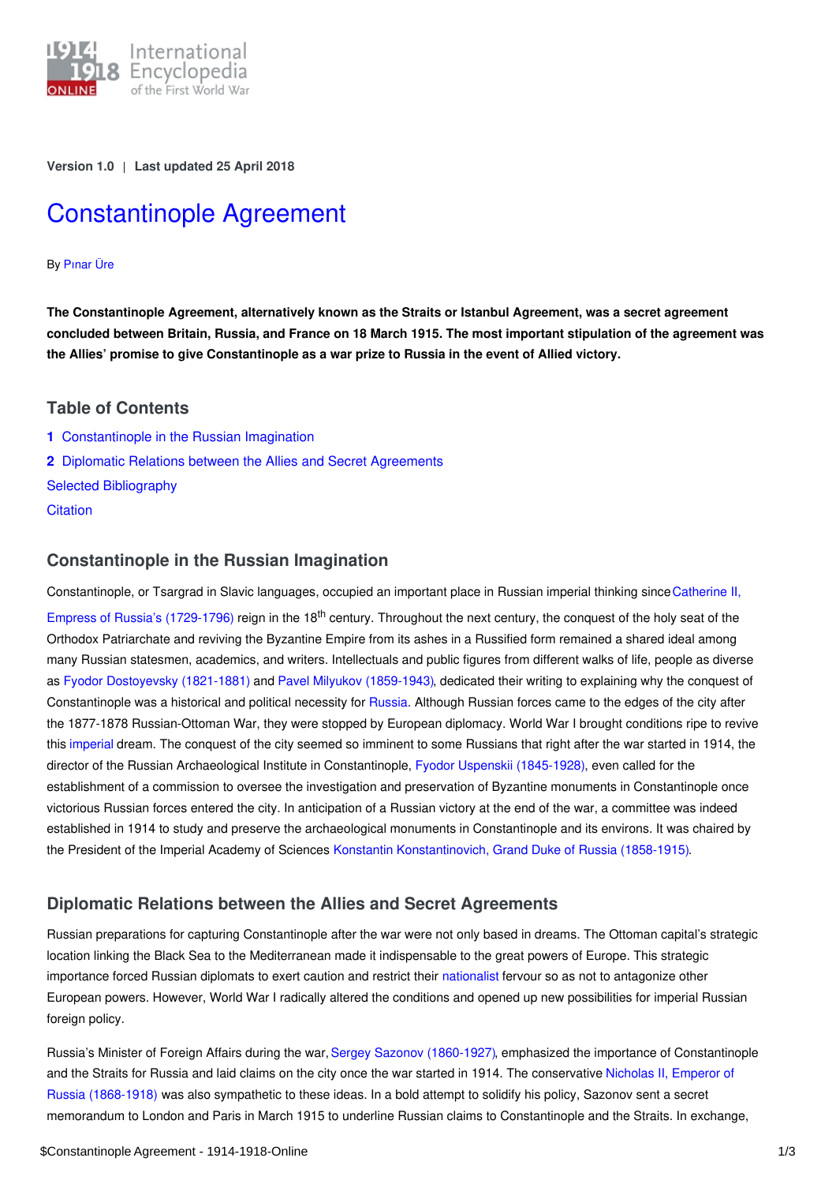Version 1.0 | Last updated 25 April 2018

# Constantinople Agreement

By Pınar Üre

**The Constantinople Agreement, alternatively known as the Straits or Istanbul Agreement, was a secret agreement concluded between Britain, Russia, and France on 18 March 1915. The most important stipulation of the agreement was the Allies' promise to give Constantinople as a war prize to Russia in the event of Allied victory.**

## Table of Contents

1 Constantinople in the Russian Imagination
2 Diplomatic Relations between the Allies and Secret Agreements
Selected Bibliography
Citation

## Constantinople in the Russian Imagination

Constantinople, or Tsargrad in Slavic languages, occupied an important place in Russian imperial thinking since Catherine II, Empress of Russia's (1729-1796) reign in the 18th century. Throughout the next century, the conquest of the holy seat of the Orthodox Patriarchate and reviving the Byzantine Empire from its ashes in a Russified form remained a shared ideal among many Russian statesmen, academics, and writers. Intellectuals and public figures from different walks of life, people as diverse as Fyodor Dostoyevsky (1821-1881) and Pavel Milyukov (1859-1943), dedicated their writing to explaining why the conquest of Constantinople was a historical and political necessity for Russia. Although Russian forces came to the edges of the city after the 1877-1878 Russian-Ottoman War, they were stopped by European diplomacy. World War I brought conditions ripe to revive this imperial dream. The conquest of the city seemed so imminent to some Russians that right after the war started in 1914, the director of the Russian Archaeological Institute in Constantinople, Fyodor Uspenskii (1845-1928), even called for the establishment of a commission to oversee the investigation and preservation of Byzantine monuments in Constantinople once victorious Russian forces entered the city. In anticipation of a Russian victory at the end of the war, a committee was indeed established in 1914 to study and preserve the archaeological monuments in Constantinople and its environs. It was chaired by the President of the Imperial Academy of Sciences Konstantin Konstantinovich, Grand Duke of Russia (1858-1915).

## Diplomatic Relations between the Allies and Secret Agreements

Russian preparations for capturing Constantinople after the war were not only based in dreams. The Ottoman capital's strategic location linking the Black Sea to the Mediterranean made it indispensable to the great powers of Europe. This strategic importance forced Russian diplomats to exert caution and restrict their nationalist fervour so as not to antagonize other European powers. However, World War I radically altered the conditions and opened up new possibilities for imperial Russian foreign policy.

Russia's Minister of Foreign Affairs during the war, Sergey Sazonov (1860-1927), emphasized the importance of Constantinople and the Straits for Russia and laid claims on the city once the war started in 1914. The conservative Nicholas II, Emperor of Russia (1868-1918) was also sympathetic to these ideas. In a bold attempt to solidify his policy, Sazonov sent a secret memorandum to London and Paris in March 1915 to underline Russian claims to Constantinople and the Straits. In exchange,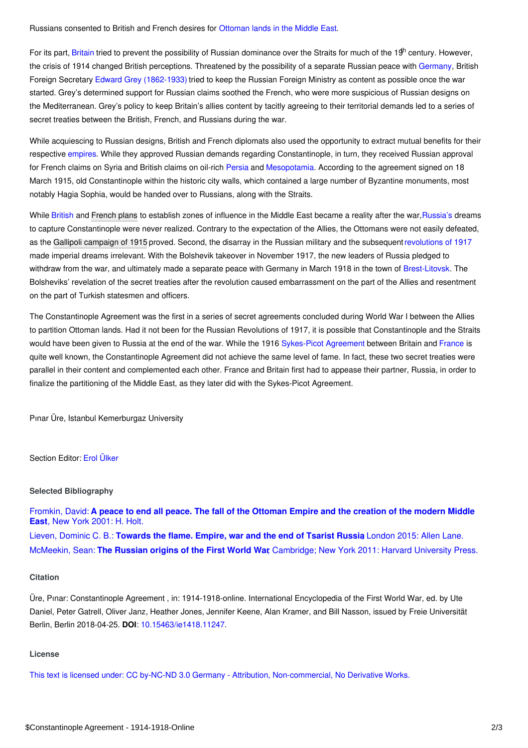Russians consented to British and French desires for Ottoman lands in the Middle East.

For its part, Britain tried to prevent the possibility of Russian dominance over the Straits for much of the 19th century. However, the crisis of 1914 changed British perceptions. Threatened by the possibility of a separate Russian peace with Germany, British Foreign Secretary Edward Grey (1862-1933) tried to keep the Russian Foreign Ministry as content as possible once the war started. Grey's determined support for Russian claims soothed the French, who were more suspicious of Russian designs on the Mediterranean. Grey's policy to keep Britain's allies content by tacitly agreeing to their territorial demands led to a series of secret treaties between the British, French, and Russians during the war.

While acquiescing to Russian designs, British and French diplomats also used the opportunity to extract mutual benefits for their respective empires. While they approved Russian demands regarding Constantinople, in turn, they received Russian approval for French claims on Syria and British claims on oil-rich Persia and Mesopotamia. According to the agreement signed on 18 March 1915, old Constantinople within the historic city walls, which contained a large number of Byzantine monuments, most notably Hagia Sophia, would be handed over to Russians, along with the Straits.

While British and French plans to establish zones of influence in the Middle East became a reality after the war, Russia's dreams to capture Constantinople were never realized. Contrary to the expectation of the Allies, the Ottomans were not easily defeated, as the Gallipoli campaign of 1915 proved. Second, the disarray in the Russian military and the subsequent revolutions of 1917 made imperial dreams irrelevant. With the Bolshevik takeover in November 1917, the new leaders of Russia pledged to withdraw from the war, and ultimately made a separate peace with Germany in March 1918 in the town of Brest-Litovsk. The Bolsheviks' revelation of the secret treaties after the revolution caused embarrassment on the part of the Allies and resentment on the part of Turkish statesmen and officers.

The Constantinople Agreement was the first in a series of secret agreements concluded during World War I between the Allies to partition Ottoman lands. Had it not been for the Russian Revolutions of 1917, it is possible that Constantinople and the Straits would have been given to Russia at the end of the war. While the 1916 Sykes-Picot Agreement between Britain and France is quite well known, the Constantinople Agreement did not achieve the same level of fame. In fact, these two secret treaties were parallel in their content and complemented each other. France and Britain first had to appease their partner, Russia, in order to finalize the partitioning of the Middle East, as they later did with the Sykes-Picot Agreement.

Pınar Üre, Istanbul Kemerburgaz University

Section Editor: Erol Ülker

### Selected Bibliography

Fromkin, David: **A peace to end all peace. The fall of the Ottoman Empire and the creation of the modern Middle East**, New York 2001: H. Holt.

Lieven, Dominic C. B.: **Towards the flame. Empire, war and the end of Tsarist Russia**, London 2015: Allen Lane.

McMeekin, Sean: **The Russian origins of the First World War**, Cambridge; New York 2011: Harvard University Press.

### Citation

Üre, Pınar: Constantinople Agreement , in: 1914-1918-online. International Encyclopedia of the First World War, ed. by Ute Daniel, Peter Gatrell, Oliver Janz, Heather Jones, Jennifer Keene, Alan Kramer, and Bill Nasson, issued by Freie Universität Berlin, Berlin 2018-04-25. **DOI**: 10.15463/ie1418.11247.

### License

This text is licensed under: CC by-NC-ND 3.0 Germany - Attribution, Non-commercial, No Derivative Works.